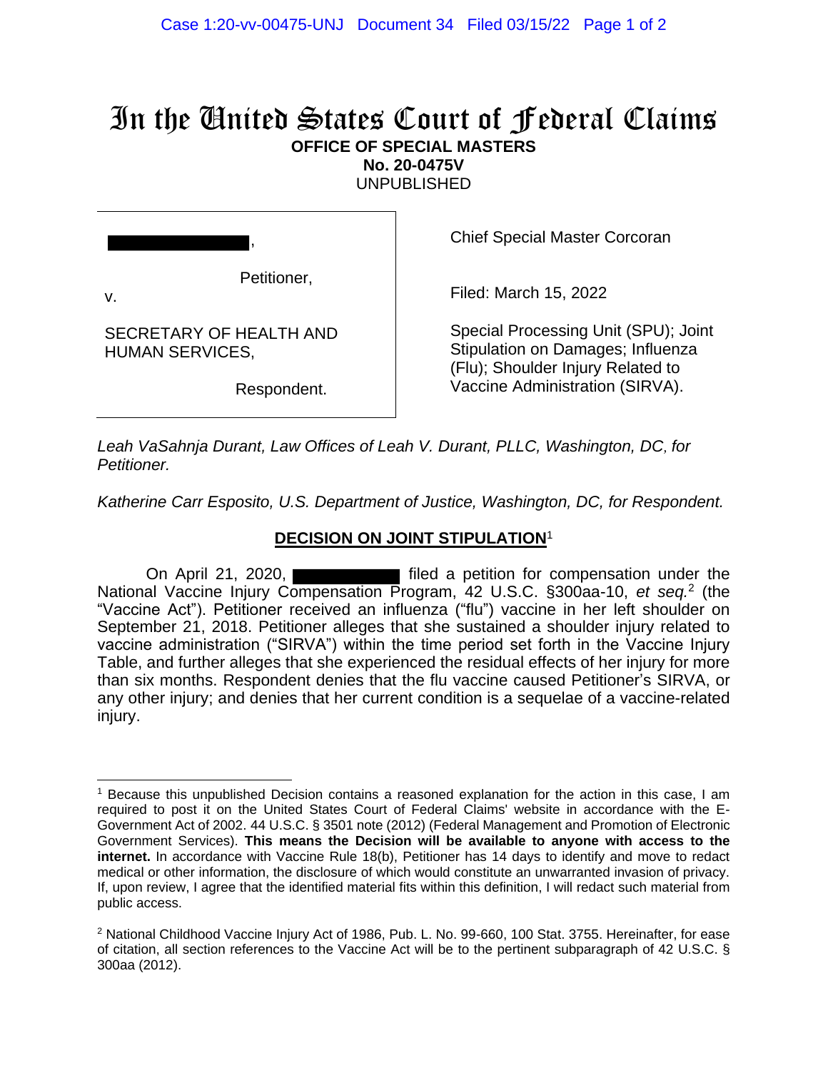# In the United States Court of Federal Claims

**OFFICE OF SPECIAL MASTERS**

**No. 20-0475V**

UNPUBLISHED

| | |
|---|---|
| ███████████,<br><br>Petitioner,<br>v.<br><br>SECRETARY OF HEALTH AND HUMAN SERVICES,<br><br>Respondent. | Chief Special Master Corcoran<br><br>Filed: March 15, 2022<br><br>Special Processing Unit (SPU); Joint Stipulation on Damages; Influenza (Flu); Shoulder Injury Related to Vaccine Administration (SIRVA). |

*Leah VaSahnja Durant, Law Offices of Leah V. Durant, PLLC, Washington, DC, for Petitioner.*

*Katherine Carr Esposito, U.S. Department of Justice, Washington, DC, for Respondent.*

## DECISION ON JOINT STIPULATION[1]

On April 21, 2020, ███████████ filed a petition for compensation under the National Vaccine Injury Compensation Program, 42 U.S.C. §300aa-10, *et seq.*[2] (the "Vaccine Act"). Petitioner received an influenza ("flu") vaccine in her left shoulder on September 21, 2018. Petitioner alleges that she sustained a shoulder injury related to vaccine administration ("SIRVA") within the time period set forth in the Vaccine Injury Table, and further alleges that she experienced the residual effects of her injury for more than six months. Respondent denies that the flu vaccine caused Petitioner's SIRVA, or any other injury; and denies that her current condition is a sequelae of a vaccine-related injury.

---

[1] Because this unpublished Decision contains a reasoned explanation for the action in this case, I am required to post it on the United States Court of Federal Claims' website in accordance with the E-Government Act of 2002. 44 U.S.C. § 3501 note (2012) (Federal Management and Promotion of Electronic Government Services). **This means the Decision will be available to anyone with access to the internet.** In accordance with Vaccine Rule 18(b), Petitioner has 14 days to identify and move to redact medical or other information, the disclosure of which would constitute an unwarranted invasion of privacy. If, upon review, I agree that the identified material fits within this definition, I will redact such material from public access.

[2] National Childhood Vaccine Injury Act of 1986, Pub. L. No. 99-660, 100 Stat. 3755. Hereinafter, for ease of citation, all section references to the Vaccine Act will be to the pertinent subparagraph of 42 U.S.C. § 300aa (2012).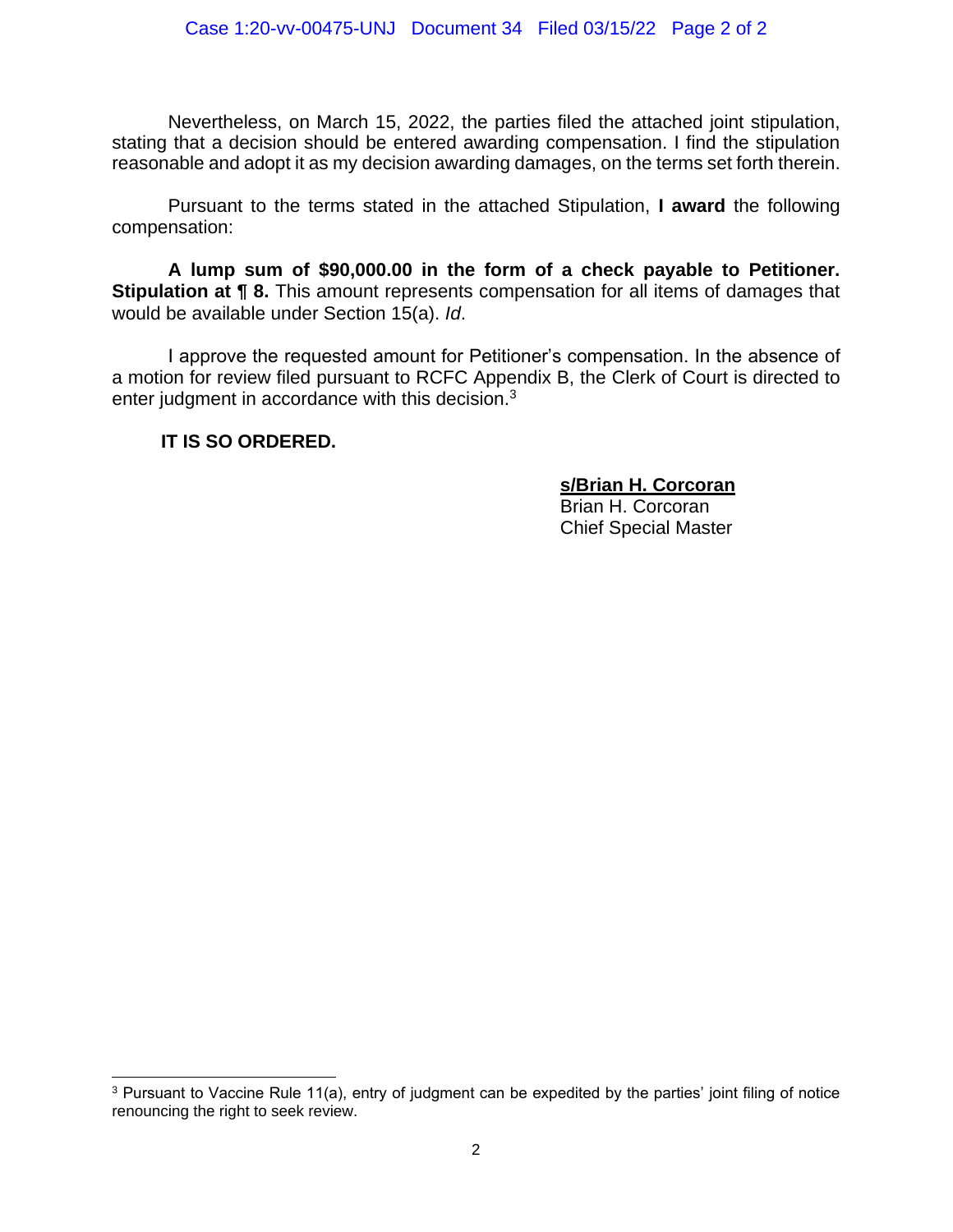Nevertheless, on March 15, 2022, the parties filed the attached joint stipulation, stating that a decision should be entered awarding compensation. I find the stipulation reasonable and adopt it as my decision awarding damages, on the terms set forth therein.

Pursuant to the terms stated in the attached Stipulation, **I award** the following compensation:

**A lump sum of $90,000.00 in the form of a check payable to Petitioner. Stipulation at ¶ 8.** This amount represents compensation for all items of damages that would be available under Section 15(a). *Id*.

I approve the requested amount for Petitioner's compensation. In the absence of a motion for review filed pursuant to RCFC Appendix B, the Clerk of Court is directed to enter judgment in accordance with this decision.[3]

**IT IS SO ORDERED.**

**s/Brian H. Corcoran**
Brian H. Corcoran
Chief Special Master

[3] Pursuant to Vaccine Rule 11(a), entry of judgment can be expedited by the parties' joint filing of notice renouncing the right to seek review.